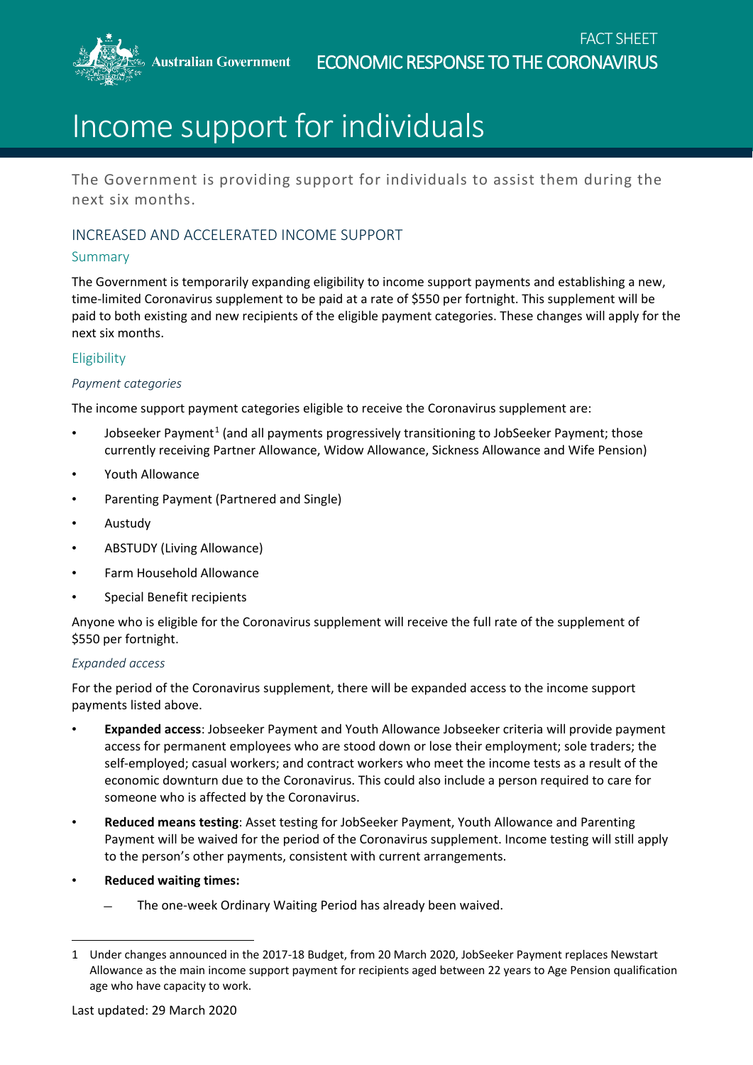FACT SHEET

ECONOMIC RESPONSE TO THE CORONAVIRUS

# Income support for individuals

The Government is providing support for individuals to assist them during the next six months.

## INCREASED AND ACCELERATED INCOME SUPPORT

### Summary

The Government is temporarily expanding eligibility to income support payments and establishing a new, time-limited Coronavirus supplement to be paid at a rate of $550 per fortnight. This supplement will be paid to both existing and new recipients of the eligible payment categories. These changes will apply for the next six months.

### Eligibility

*Payment categories*

The income support payment categories eligible to receive the Coronavirus supplement are:

- Jobseeker Payment[1] (and all payments progressively transitioning to JobSeeker Payment; those currently receiving Partner Allowance, Widow Allowance, Sickness Allowance and Wife Pension)
- Youth Allowance
- Parenting Payment (Partnered and Single)
- Austudy
- ABSTUDY (Living Allowance)
- Farm Household Allowance
- Special Benefit recipients

Anyone who is eligible for the Coronavirus supplement will receive the full rate of the supplement of $550 per fortnight.

*Expanded access*

For the period of the Coronavirus supplement, there will be expanded access to the income support payments listed above.

- **Expanded access**: Jobseeker Payment and Youth Allowance Jobseeker criteria will provide payment access for permanent employees who are stood down or lose their employment; sole traders; the self-employed; casual workers; and contract workers who meet the income tests as a result of the economic downturn due to the Coronavirus. This could also include a person required to care for someone who is affected by the Coronavirus.
- **Reduced means testing**: Asset testing for JobSeeker Payment, Youth Allowance and Parenting Payment will be waived for the period of the Coronavirus supplement. Income testing will still apply to the person's other payments, consistent with current arrangements.
- **Reduced waiting times:**
  - The one-week Ordinary Waiting Period has already been waived.

1 Under changes announced in the 2017-18 Budget, from 20 March 2020, JobSeeker Payment replaces Newstart Allowance as the main income support payment for recipients aged between 22 years to Age Pension qualification age who have capacity to work.

Last updated: 29 March 2020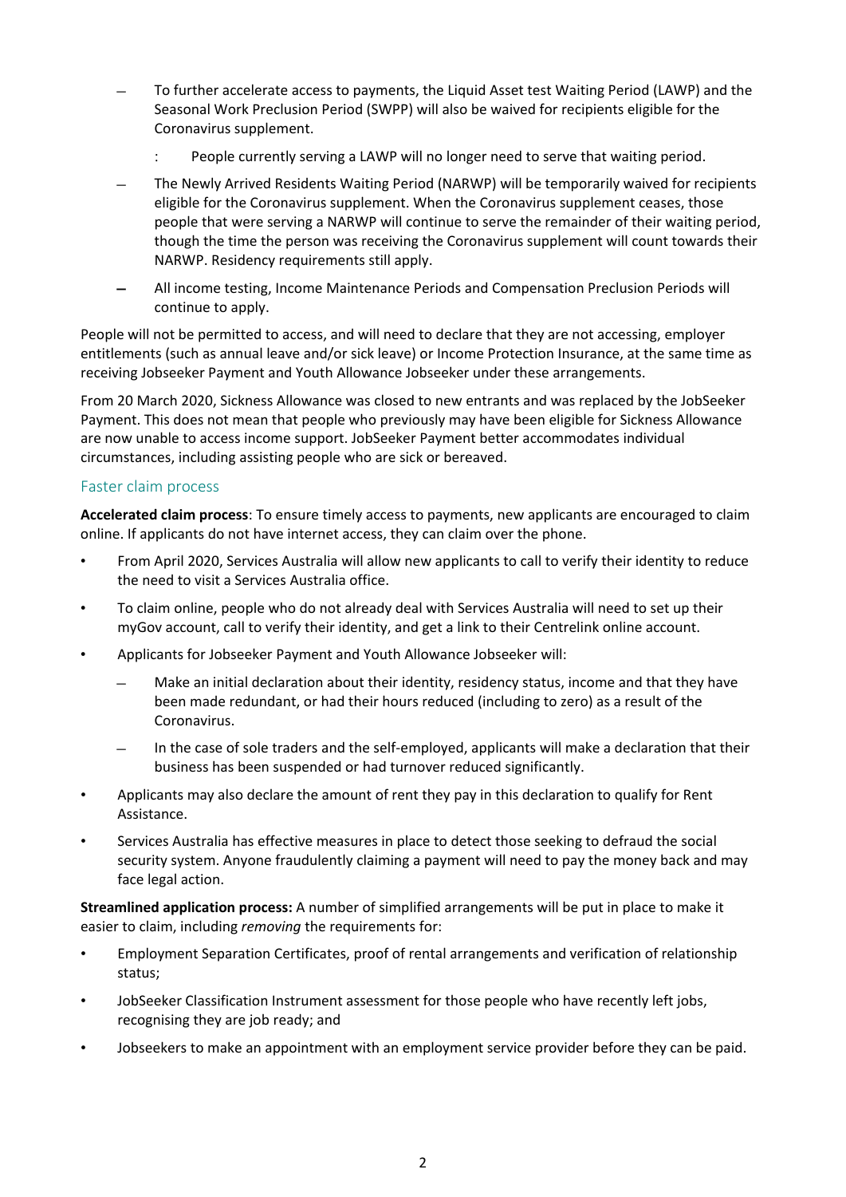- To further accelerate access to payments, the Liquid Asset test Waiting Period (LAWP) and the Seasonal Work Preclusion Period (SWPP) will also be waived for recipients eligible for the Coronavirus supplement.
    - People currently serving a LAWP will no longer need to serve that waiting period.
  - The Newly Arrived Residents Waiting Period (NARWP) will be temporarily waived for recipients eligible for the Coronavirus supplement. When the Coronavirus supplement ceases, those people that were serving a NARWP will continue to serve the remainder of their waiting period, though the time the person was receiving the Coronavirus supplement will count towards their NARWP. Residency requirements still apply.
  - All income testing, Income Maintenance Periods and Compensation Preclusion Periods will continue to apply.

People will not be permitted to access, and will need to declare that they are not accessing, employer entitlements (such as annual leave and/or sick leave) or Income Protection Insurance, at the same time as receiving Jobseeker Payment and Youth Allowance Jobseeker under these arrangements.

From 20 March 2020, Sickness Allowance was closed to new entrants and was replaced by the JobSeeker Payment. This does not mean that people who previously may have been eligible for Sickness Allowance are now unable to access income support. JobSeeker Payment better accommodates individual circumstances, including assisting people who are sick or bereaved.

## Faster claim process

**Accelerated claim process**: To ensure timely access to payments, new applicants are encouraged to claim online. If applicants do not have internet access, they can claim over the phone.

- From April 2020, Services Australia will allow new applicants to call to verify their identity to reduce the need to visit a Services Australia office.
- To claim online, people who do not already deal with Services Australia will need to set up their myGov account, call to verify their identity, and get a link to their Centrelink online account.
- Applicants for Jobseeker Payment and Youth Allowance Jobseeker will:
  - Make an initial declaration about their identity, residency status, income and that they have been made redundant, or had their hours reduced (including to zero) as a result of the Coronavirus.
  - In the case of sole traders and the self-employed, applicants will make a declaration that their business has been suspended or had turnover reduced significantly.
- Applicants may also declare the amount of rent they pay in this declaration to qualify for Rent Assistance.
- Services Australia has effective measures in place to detect those seeking to defraud the social security system. Anyone fraudulently claiming a payment will need to pay the money back and may face legal action.

**Streamlined application process:** A number of simplified arrangements will be put in place to make it easier to claim, including *removing* the requirements for:

- Employment Separation Certificates, proof of rental arrangements and verification of relationship status;
- JobSeeker Classification Instrument assessment for those people who have recently left jobs, recognising they are job ready; and
- Jobseekers to make an appointment with an employment service provider before they can be paid.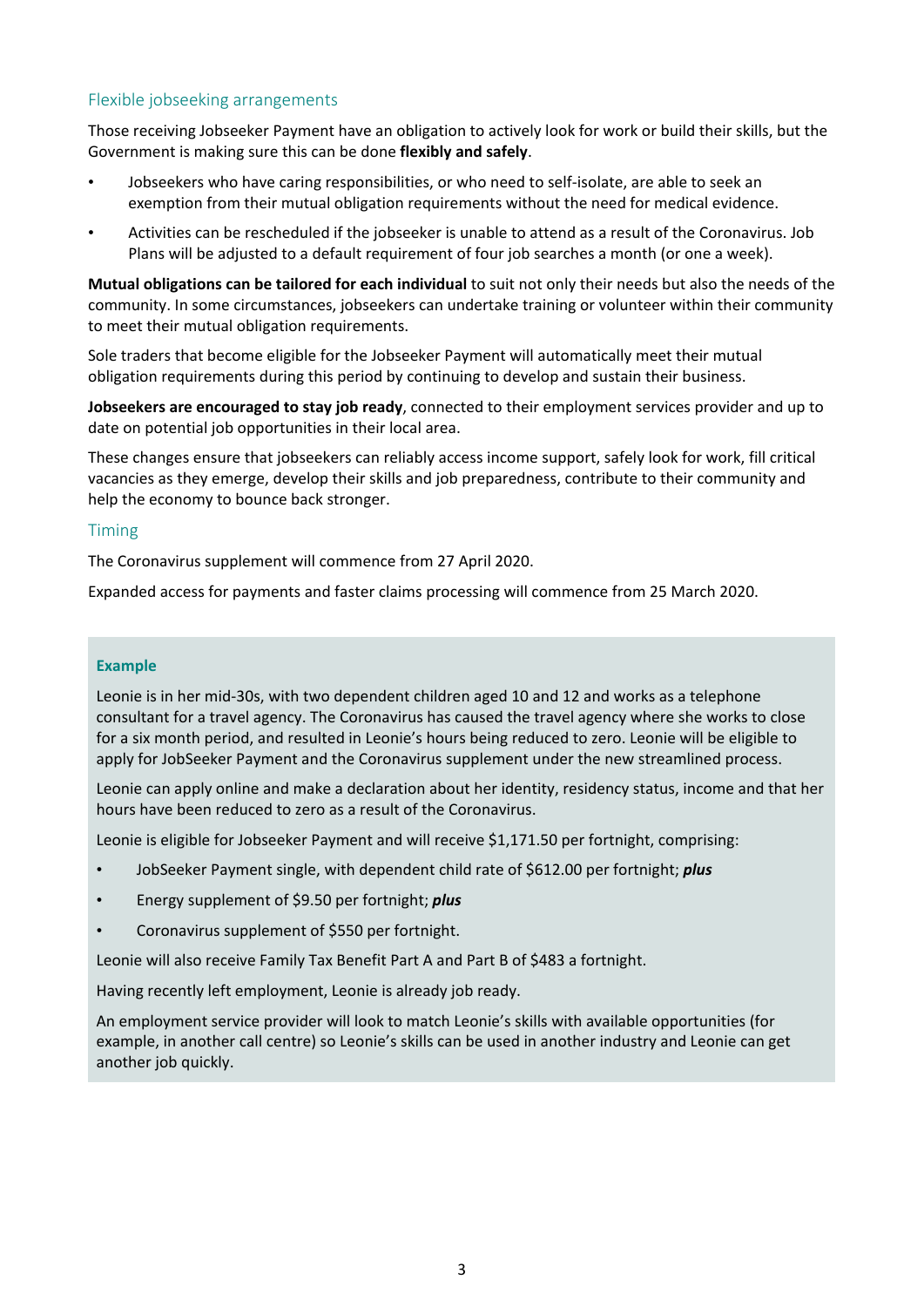## Flexible jobseeking arrangements

Those receiving Jobseeker Payment have an obligation to actively look for work or build their skills, but the Government is making sure this can be done **flexibly and safely**.

- Jobseekers who have caring responsibilities, or who need to self-isolate, are able to seek an exemption from their mutual obligation requirements without the need for medical evidence.
- Activities can be rescheduled if the jobseeker is unable to attend as a result of the Coronavirus. Job Plans will be adjusted to a default requirement of four job searches a month (or one a week).

**Mutual obligations can be tailored for each individual** to suit not only their needs but also the needs of the community. In some circumstances, jobseekers can undertake training or volunteer within their community to meet their mutual obligation requirements.

Sole traders that become eligible for the Jobseeker Payment will automatically meet their mutual obligation requirements during this period by continuing to develop and sustain their business.

**Jobseekers are encouraged to stay job ready**, connected to their employment services provider and up to date on potential job opportunities in their local area.

These changes ensure that jobseekers can reliably access income support, safely look for work, fill critical vacancies as they emerge, develop their skills and job preparedness, contribute to their community and help the economy to bounce back stronger.

## Timing

The Coronavirus supplement will commence from 27 April 2020.

Expanded access for payments and faster claims processing will commence from 25 March 2020.

### Example

Leonie is in her mid-30s, with two dependent children aged 10 and 12 and works as a telephone consultant for a travel agency. The Coronavirus has caused the travel agency where she works to close for a six month period, and resulted in Leonie's hours being reduced to zero. Leonie will be eligible to apply for JobSeeker Payment and the Coronavirus supplement under the new streamlined process.

Leonie can apply online and make a declaration about her identity, residency status, income and that her hours have been reduced to zero as a result of the Coronavirus.

Leonie is eligible for Jobseeker Payment and will receive $1,171.50 per fortnight, comprising:

- JobSeeker Payment single, with dependent child rate of $612.00 per fortnight; ***plus***
- Energy supplement of $9.50 per fortnight; ***plus***
- Coronavirus supplement of $550 per fortnight.

Leonie will also receive Family Tax Benefit Part A and Part B of $483 a fortnight.

Having recently left employment, Leonie is already job ready.

An employment service provider will look to match Leonie's skills with available opportunities (for example, in another call centre) so Leonie's skills can be used in another industry and Leonie can get another job quickly.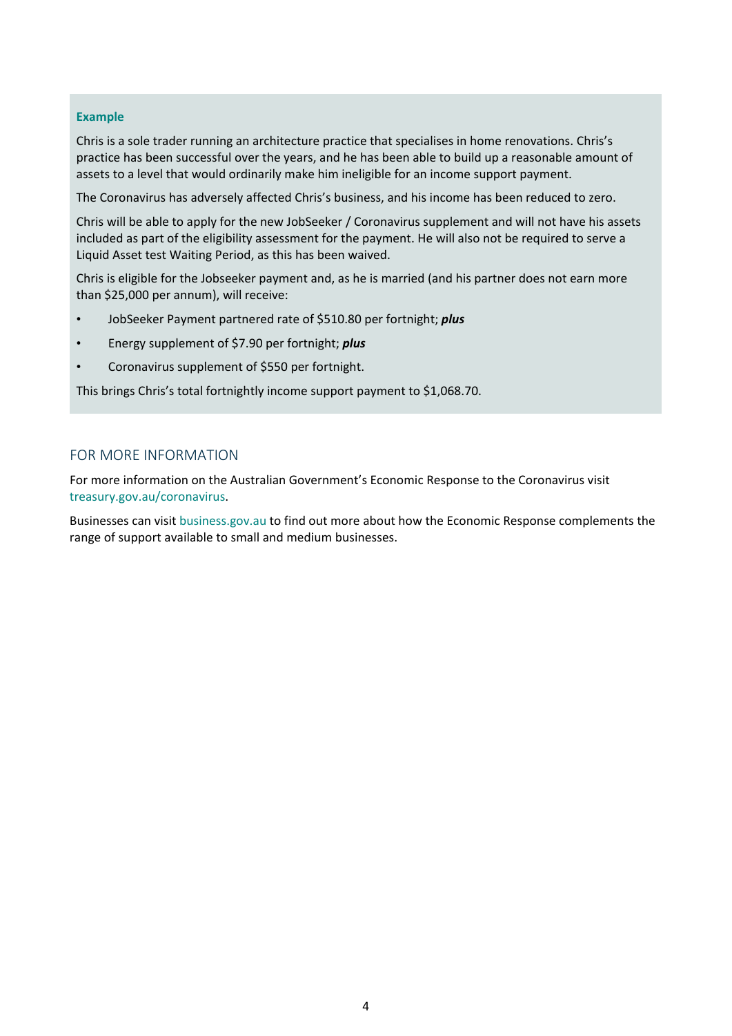**Example**

Chris is a sole trader running an architecture practice that specialises in home renovations. Chris's practice has been successful over the years, and he has been able to build up a reasonable amount of assets to a level that would ordinarily make him ineligible for an income support payment.

The Coronavirus has adversely affected Chris's business, and his income has been reduced to zero.

Chris will be able to apply for the new JobSeeker / Coronavirus supplement and will not have his assets included as part of the eligibility assessment for the payment. He will also not be required to serve a Liquid Asset test Waiting Period, as this has been waived.

Chris is eligible for the Jobseeker payment and, as he is married (and his partner does not earn more than $25,000 per annum), will receive:

- JobSeeker Payment partnered rate of $510.80 per fortnight; ***plus***
- Energy supplement of $7.90 per fortnight; ***plus***
- Coronavirus supplement of $550 per fortnight.

This brings Chris's total fortnightly income support payment to $1,068.70.

## FOR MORE INFORMATION

For more information on the Australian Government's Economic Response to the Coronavirus visit treasury.gov.au/coronavirus.

Businesses can visit business.gov.au to find out more about how the Economic Response complements the range of support available to small and medium businesses.